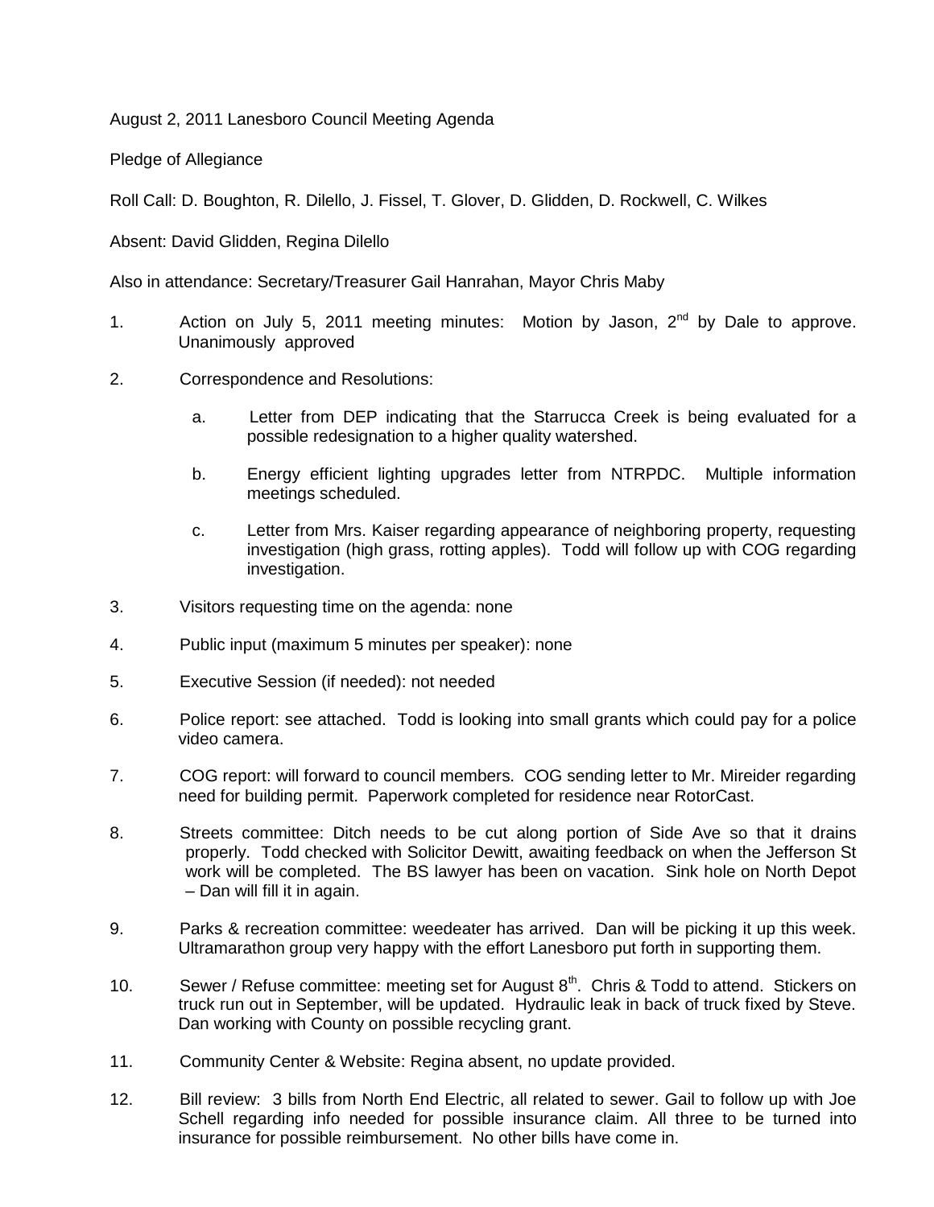August 2, 2011 Lanesboro Council Meeting Agenda

Pledge of Allegiance

Roll Call: D. Boughton, R. Dilello, J. Fissel, T. Glover, D. Glidden, D. Rockwell, C. Wilkes

Absent: David Glidden, Regina Dilello

Also in attendance: Secretary/Treasurer Gail Hanrahan, Mayor Chris Maby

1. Action on July 5, 2011 meeting minutes: Motion by Jason, 2nd by Dale to approve. Unanimously approved

2. Correspondence and Resolutions:

   a. Letter from DEP indicating that the Starrucca Creek is being evaluated for a possible redesignation to a higher quality watershed.

   b. Energy efficient lighting upgrades letter from NTRPDC. Multiple information meetings scheduled.

   c. Letter from Mrs. Kaiser regarding appearance of neighboring property, requesting investigation (high grass, rotting apples). Todd will follow up with COG regarding investigation.

3. Visitors requesting time on the agenda: none

4. Public input (maximum 5 minutes per speaker): none

5. Executive Session (if needed): not needed

6. Police report: see attached. Todd is looking into small grants which could pay for a police video camera.

7. COG report: will forward to council members. COG sending letter to Mr. Mireider regarding need for building permit. Paperwork completed for residence near RotorCast.

8. Streets committee: Ditch needs to be cut along portion of Side Ave so that it drains properly. Todd checked with Solicitor Dewitt, awaiting feedback on when the Jefferson St work will be completed. The BS lawyer has been on vacation. Sink hole on North Depot – Dan will fill it in again.

9. Parks & recreation committee: weedeater has arrived. Dan will be picking it up this week. Ultramarathon group very happy with the effort Lanesboro put forth in supporting them.

10. Sewer / Refuse committee: meeting set for August 8th. Chris & Todd to attend. Stickers on truck run out in September, will be updated. Hydraulic leak in back of truck fixed by Steve. Dan working with County on possible recycling grant.

11. Community Center & Website: Regina absent, no update provided.

12. Bill review: 3 bills from North End Electric, all related to sewer. Gail to follow up with Joe Schell regarding info needed for possible insurance claim. All three to be turned into insurance for possible reimbursement. No other bills have come in.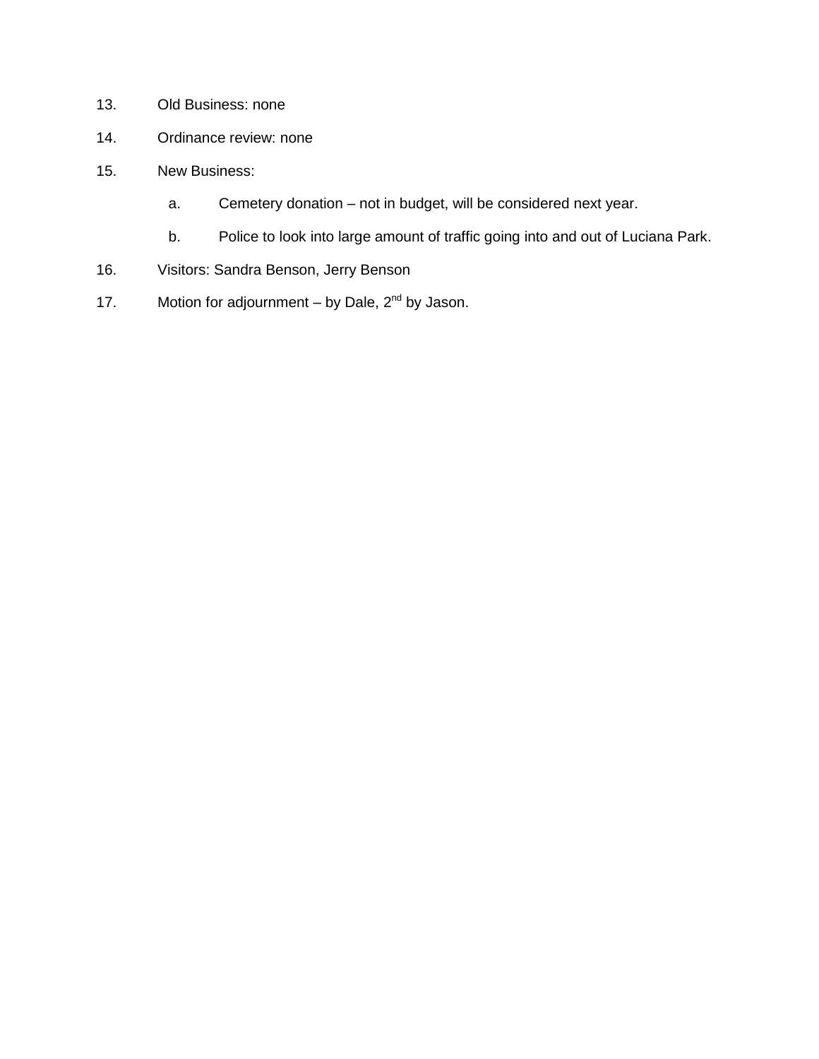13. Old Business: none

14. Ordinance review: none

15. New Business:

    a. Cemetery donation – not in budget, will be considered next year.

    b. Police to look into large amount of traffic going into and out of Luciana Park.

16. Visitors: Sandra Benson, Jerry Benson

17. Motion for adjournment – by Dale, 2nd by Jason.